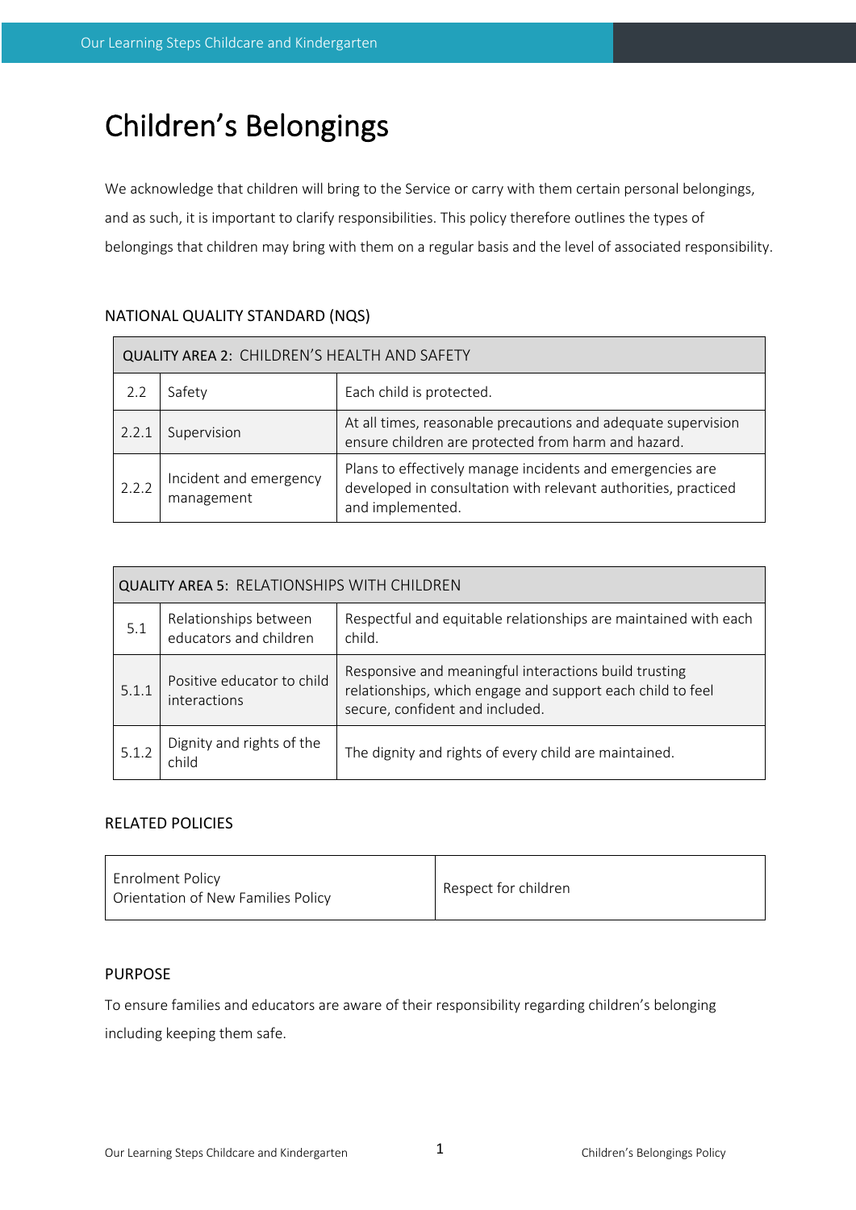# Children's Belongings

We acknowledge that children will bring to the Service or carry with them certain personal belongings, and as such, it is important to clarify responsibilities. This policy therefore outlines the types of belongings that children may bring with them on a regular basis and the level of associated responsibility.

## NATIONAL QUALITY STANDARD (NQS)

| QUALITY AREA 2: CHILDREN'S HEALTH AND SAFETY | | |
|---|---|---|
| 2.2 | Safety | Each child is protected. |
| 2.2.1 | Supervision | At all times, reasonable precautions and adequate supervision ensure children are protected from harm and hazard. |
| 2.2.2 | Incident and emergency management | Plans to effectively manage incidents and emergencies are developed in consultation with relevant authorities, practiced and implemented. |

| QUALITY AREA 5: RELATIONSHIPS WITH CHILDREN | | |
|---|---|---|
| 5.1 | Relationships between educators and children | Respectful and equitable relationships are maintained with each child. |
| 5.1.1 | Positive educator to child interactions | Responsive and meaningful interactions build trusting relationships, which engage and support each child to feel secure, confident and included. |
| 5.1.2 | Dignity and rights of the child | The dignity and rights of every child are maintained. |

## RELATED POLICIES

| | |
|---|---|
| Enrolment Policy<br>Orientation of New Families Policy | Respect for children |

## PURPOSE

To ensure families and educators are aware of their responsibility regarding children's belonging including keeping them safe.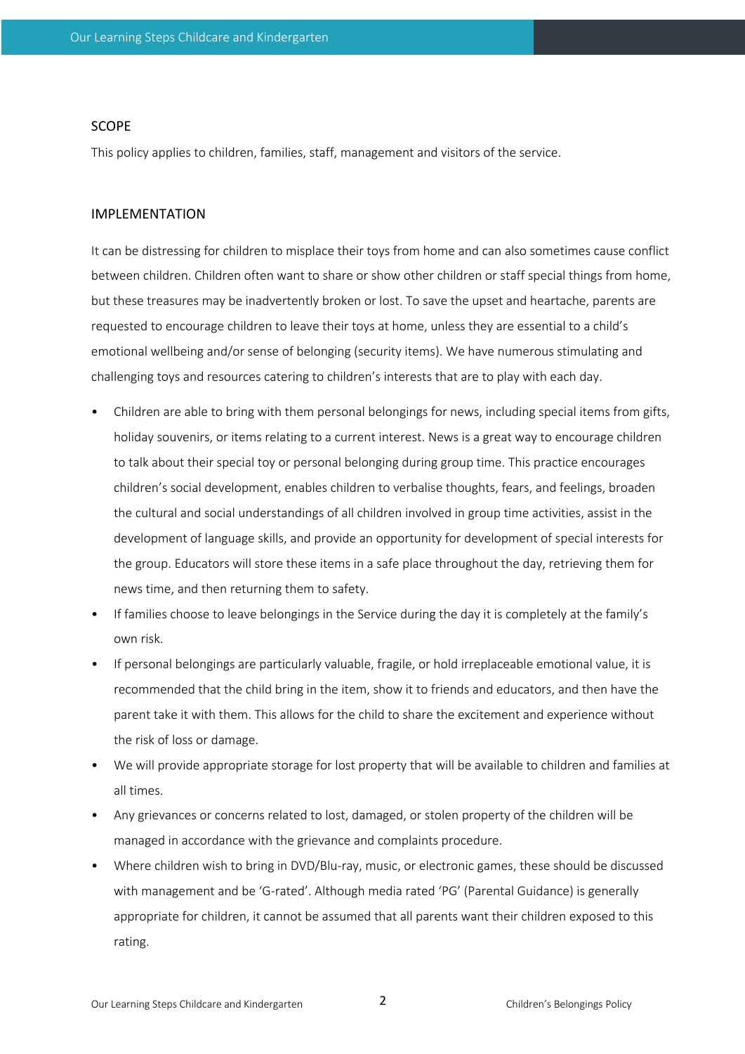## SCOPE

This policy applies to children, families, staff, management and visitors of the service.

## IMPLEMENTATION

It can be distressing for children to misplace their toys from home and can also sometimes cause conflict between children. Children often want to share or show other children or staff special things from home, but these treasures may be inadvertently broken or lost. To save the upset and heartache, parents are requested to encourage children to leave their toys at home, unless they are essential to a child's emotional wellbeing and/or sense of belonging (security items). We have numerous stimulating and challenging toys and resources catering to children's interests that are to play with each day.

- Children are able to bring with them personal belongings for news, including special items from gifts, holiday souvenirs, or items relating to a current interest. News is a great way to encourage children to talk about their special toy or personal belonging during group time. This practice encourages children's social development, enables children to verbalise thoughts, fears, and feelings, broaden the cultural and social understandings of all children involved in group time activities, assist in the development of language skills, and provide an opportunity for development of special interests for the group. Educators will store these items in a safe place throughout the day, retrieving them for news time, and then returning them to safety.
- If families choose to leave belongings in the Service during the day it is completely at the family's own risk.
- If personal belongings are particularly valuable, fragile, or hold irreplaceable emotional value, it is recommended that the child bring in the item, show it to friends and educators, and then have the parent take it with them. This allows for the child to share the excitement and experience without the risk of loss or damage.
- We will provide appropriate storage for lost property that will be available to children and families at all times.
- Any grievances or concerns related to lost, damaged, or stolen property of the children will be managed in accordance with the grievance and complaints procedure.
- Where children wish to bring in DVD/Blu-ray, music, or electronic games, these should be discussed with management and be 'G-rated'. Although media rated 'PG' (Parental Guidance) is generally appropriate for children, it cannot be assumed that all parents want their children exposed to this rating.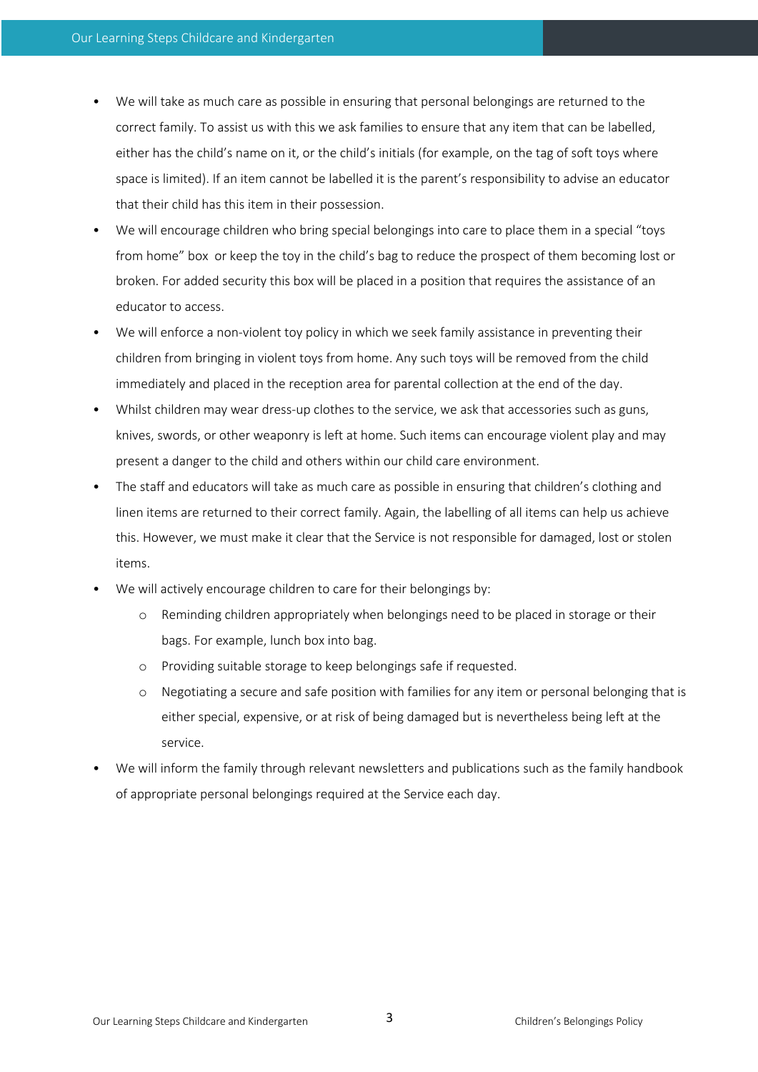- We will take as much care as possible in ensuring that personal belongings are returned to the correct family. To assist us with this we ask families to ensure that any item that can be labelled, either has the child's name on it, or the child's initials (for example, on the tag of soft toys where space is limited). If an item cannot be labelled it is the parent's responsibility to advise an educator that their child has this item in their possession.
- We will encourage children who bring special belongings into care to place them in a special "toys from home" box or keep the toy in the child's bag to reduce the prospect of them becoming lost or broken. For added security this box will be placed in a position that requires the assistance of an educator to access.
- We will enforce a non-violent toy policy in which we seek family assistance in preventing their children from bringing in violent toys from home. Any such toys will be removed from the child immediately and placed in the reception area for parental collection at the end of the day.
- Whilst children may wear dress-up clothes to the service, we ask that accessories such as guns, knives, swords, or other weaponry is left at home. Such items can encourage violent play and may present a danger to the child and others within our child care environment.
- The staff and educators will take as much care as possible in ensuring that children's clothing and linen items are returned to their correct family. Again, the labelling of all items can help us achieve this. However, we must make it clear that the Service is not responsible for damaged, lost or stolen items.
- We will actively encourage children to care for their belongings by:
    - Reminding children appropriately when belongings need to be placed in storage or their bags. For example, lunch box into bag.
    - Providing suitable storage to keep belongings safe if requested.
    - Negotiating a secure and safe position with families for any item or personal belonging that is either special, expensive, or at risk of being damaged but is nevertheless being left at the service.
- We will inform the family through relevant newsletters and publications such as the family handbook of appropriate personal belongings required at the Service each day.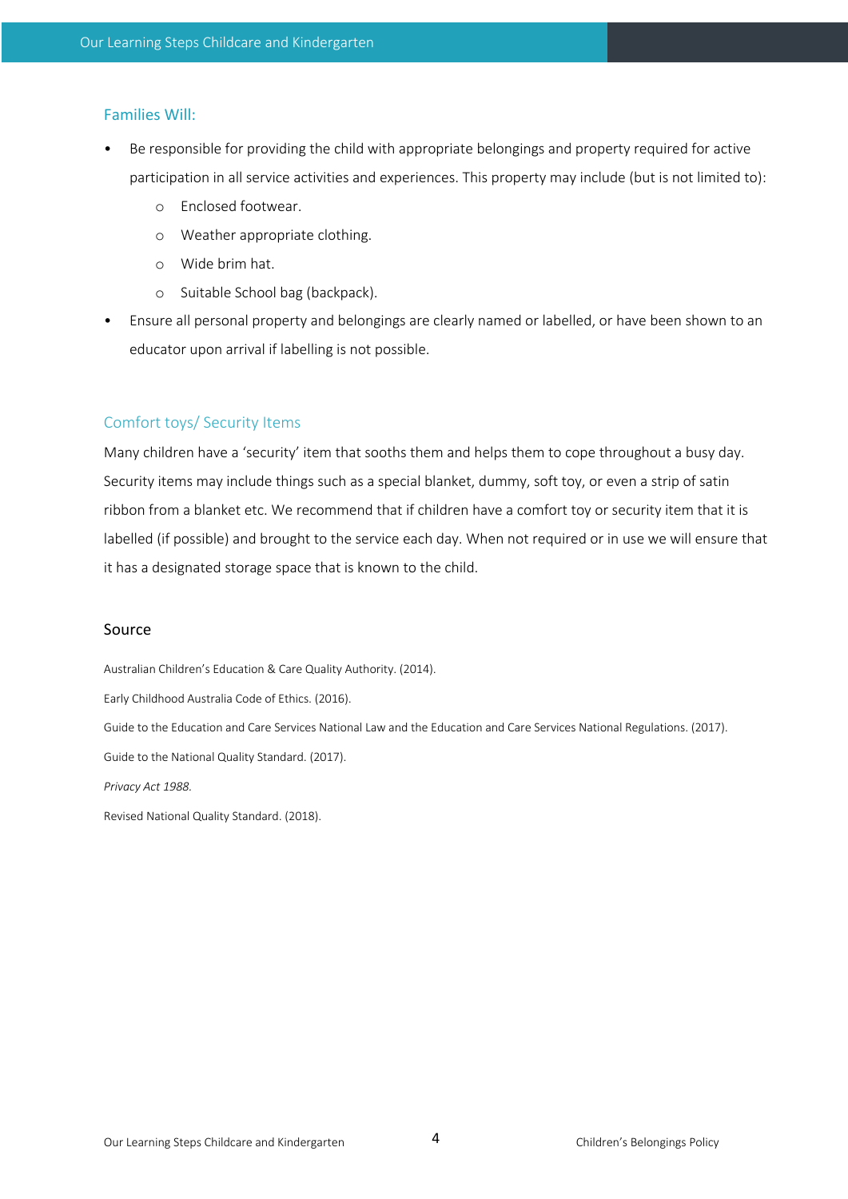### Families Will:

- Be responsible for providing the child with appropriate belongings and property required for active participation in all service activities and experiences. This property may include (but is not limited to):
    - Enclosed footwear.
    - Weather appropriate clothing.
    - Wide brim hat.
    - Suitable School bag (backpack).
- Ensure all personal property and belongings are clearly named or labelled, or have been shown to an educator upon arrival if labelling is not possible.

### Comfort toys/ Security Items

Many children have a 'security' item that sooths them and helps them to cope throughout a busy day. Security items may include things such as a special blanket, dummy, soft toy, or even a strip of satin ribbon from a blanket etc. We recommend that if children have a comfort toy or security item that it is labelled (if possible) and brought to the service each day. When not required or in use we will ensure that it has a designated storage space that is known to the child.

## Source

Australian Children's Education & Care Quality Authority. (2014).

Early Childhood Australia Code of Ethics. (2016).

Guide to the Education and Care Services National Law and the Education and Care Services National Regulations. (2017).

Guide to the National Quality Standard. (2017).

*Privacy Act 1988*.

Revised National Quality Standard. (2018).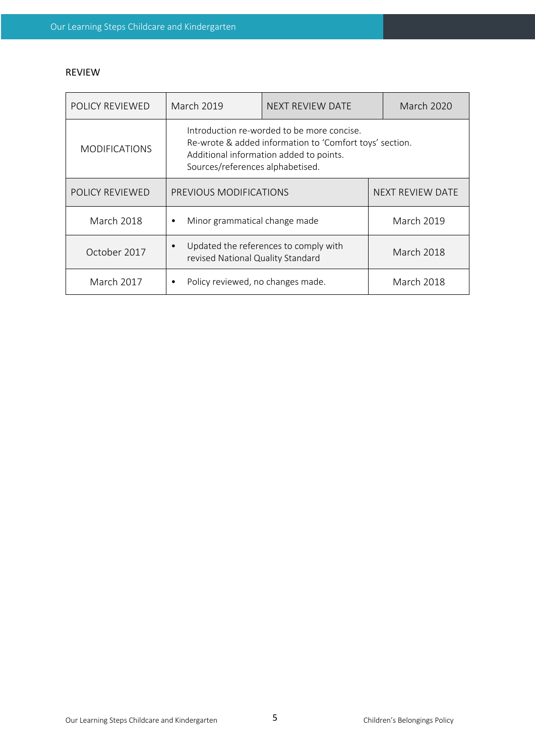## REVIEW

| | | | |
|---|---|---|---|
| POLICY REVIEWED | March 2019 | NEXT REVIEW DATE | March 2020 |
| MODIFICATIONS | Introduction re-worded to be more concise.<br>Re-wrote & added information to 'Comfort toys' section.<br>Additional information added to points.<br>Sources/references alphabetised. | | |
| POLICY REVIEWED | PREVIOUS MODIFICATIONS | | NEXT REVIEW DATE |
| March 2018 | • Minor grammatical change made | | March 2019 |
| October 2017 | • Updated the references to comply with revised National Quality Standard | | March 2018 |
| March 2017 | • Policy reviewed, no changes made. | | March 2018 |